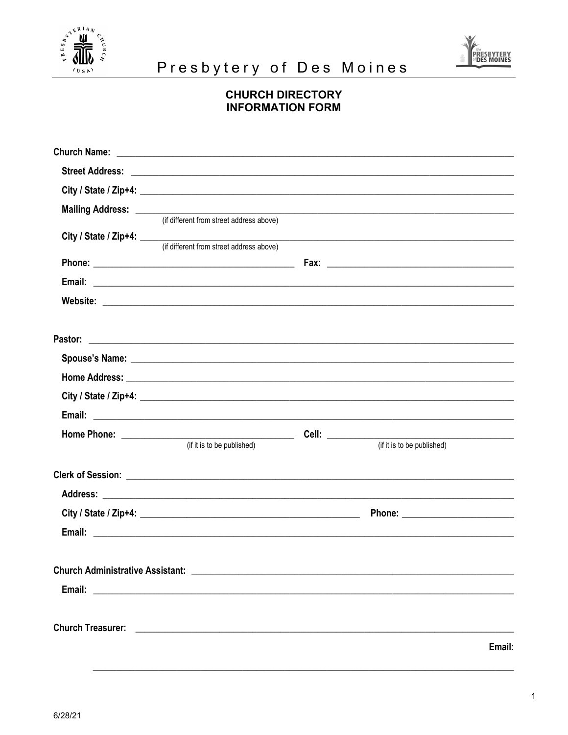Presbytery of Des Moines

## CHURCH DIRECTORY
## INFORMATION FORM

**Church Name:** ______________________________________________

**Street Address:** ______________________________________________

**City / State / Zip+4:** ______________________________________________

**Mailing Address:** ______________________________________________
(if different from street address above)

**City / State / Zip+4:** ______________________________________________
(if different from street address above)

**Phone:** ______________________ **Fax:** ______________________

**Email:** ______________________________________________

**Website:** ______________________________________________

**Pastor:** ______________________________________________

**Spouse's Name:** ______________________________________________

**Home Address:** ______________________________________________

**City / State / Zip+4:** ______________________________________________

**Email:** ______________________________________________

**Home Phone:** ______________________ **Cell:** ______________________
(if it is to be published) (if it is to be published)

**Clerk of Session:** ______________________________________________

**Address:** ______________________________________________

**City / State / Zip+4:** ______________________ **Phone:** ______________________

**Email:** ______________________________________________

**Church Administrative Assistant:** ______________________________________________

**Email:** ______________________________________________

**Church Treasurer:** ______________________________________________

**Email:**

______________________________________________

6/28/21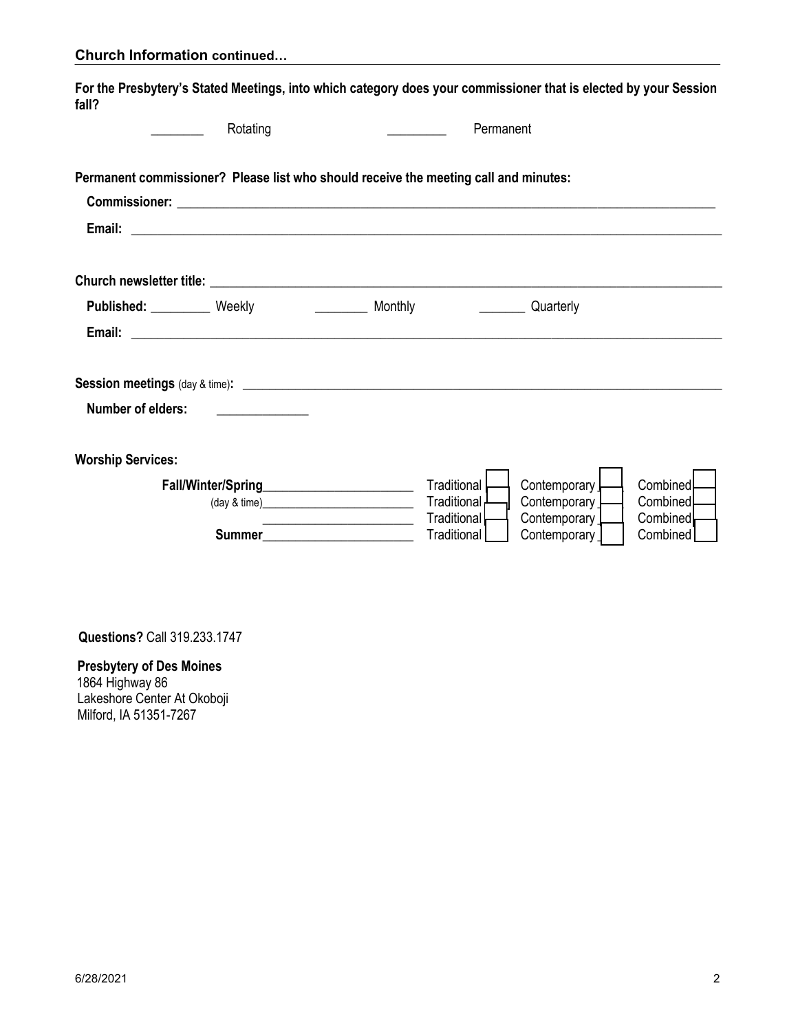## Church Information continued…

**For the Presbytery's Stated Meetings, into which category does your commissioner that is elected by your Session fall?**

________ Rotating          _________ Permanent

**Permanent commissioner? Please list who should receive the meeting call and minutes:**

**Commissioner:** ________________________________________________________________

**Email:** ________________________________________________________________

**Church newsletter title:** ________________________________________________________________

**Published:** _________ Weekly     ________ Monthly     _______ Quarterly

**Email:** ________________________________________________________________

**Session meetings** (day & time)**:** ________________________________________________________________

**Number of elders:** ______________

**Worship Services:**

| | | | |
|---|---|---|---|
| **Fall/Winter/Spring**______________________ | Traditional ☐ | Contemporary ☐ | Combined ☐ |
| (day & time)______________________ | Traditional ☐ | Contemporary ☐ | Combined ☐ |
| ______________________ | Traditional ☐ | Contemporary ☐ | Combined ☐ |
| **Summer**______________________ | Traditional ☐ | Contemporary ☐ | Combined ☐ |

**Questions?** Call 319.233.1747

**Presbytery of Des Moines**
1864 Highway 86
Lakeshore Center At Okoboji
Milford, IA 51351-7267

6/28/2021